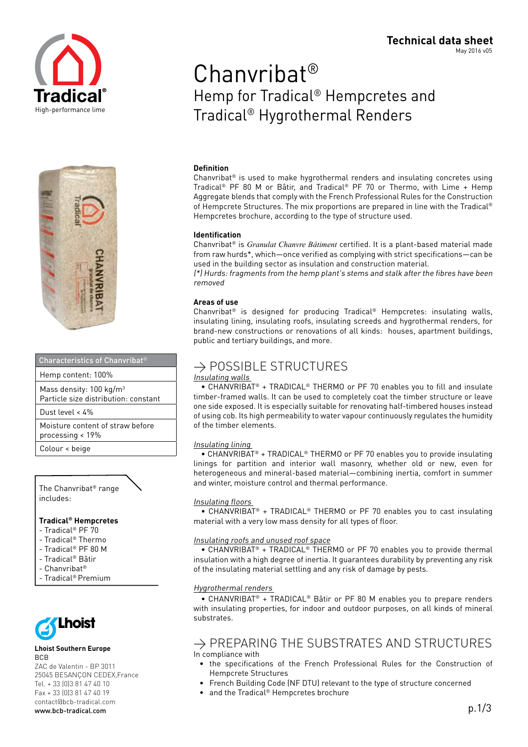**Technical data sheet**
May 2016 v05

# Chanvribat®

## Hemp for Tradical® Hempcretes and Tradical® Hygrothermal Renders

Tradical® High-performance lime

| Characteristics of Chanvribat® |
|---|
| Hemp content: 100% |
| Mass density: 100 kg/m³<br>Particle size distribution: constant |
| Dust level < 4% |
| Moisture content of straw before processing < 19% |
| Colour < beige |

The Chanvribat® range includes:

**Tradical® Hempcretes**
- Tradical® PF 70
- Tradical® Thermo
- Tradical® PF 80 M
- Tradical® Bâtir
- Chanvribat®
- Tradical® Premium

Lhoist

**Lhoist Southern Europe**
BCB
ZAC de Valentin - BP 3011
25045 BESANÇON CEDEX,France
Tel. + 33 (0)3 81 47 40 10
Fax + 33 (0)3 81 47 40 19
contact@bcb-tradical.com
www.bcb-tradical.com

### Definition

Chanvribat® is used to make hygrothermal renders and insulating concretes using Tradical® PF 80 M or Bâtir, and Tradical® PF 70 or Thermo, with Lime + Hemp Aggregate blends that comply with the French Professional Rules for the Construction of Hempcrete Structures. The mix proportions are prepared in line with the Tradical® Hempcretes brochure, according to the type of structure used.

### Identification

Chanvribat® is *Granulat Chanvre Bâtiment* certified. It is a plant-based material made from raw hurds*, which—once verified as complying with strict specifications—can be used in the building sector as insulation and construction material.
*(\*) Hurds: fragments from the hemp plant's stems and stalk after the fibres have been removed*

### Areas of use

Chanvribat® is designed for producing Tradical® Hempcretes: insulating walls, insulating lining, insulating roofs, insulating screeds and hygrothermal renders, for brand-new constructions or renovations of all kinds: houses, apartment buildings, public and tertiary buildings, and more.

## → POSSIBLE STRUCTURES

*Insulating walls*

• CHANVRIBAT® + TRADICAL® THERMO or PF 70 enables you to fill and insulate timber-framed walls. It can be used to completely coat the timber structure or leave one side exposed. It is especially suitable for renovating half-timbered houses instead of using cob. Its high permeability to water vapour continuously regulates the humidity of the timber elements.

*Insulating lining*

• CHANVRIBAT® + TRADICAL® THERMO or PF 70 enables you to provide insulating linings for partition and interior wall masonry, whether old or new, even for heterogeneous and mineral-based material—combining inertia, comfort in summer and winter, moisture control and thermal performance.

*Insulating floors*

• CHANVRIBAT® + TRADICAL® THERMO or PF 70 enables you to cast insulating material with a very low mass density for all types of floor.

*Insulating roofs and unused roof space*

• CHANVRIBAT® + TRADICAL® THERMO or PF 70 enables you to provide thermal insulation with a high degree of inertia. It guarantees durability by preventing any risk of the insulating material settling and any risk of damage by pests.

*Hygrothermal renders*

• CHANVRIBAT® + TRADICAL® Bâtir or PF 80 M enables you to prepare renders with insulating properties, for indoor and outdoor purposes, on all kinds of mineral substrates.

## → PREPARING THE SUBSTRATES AND STRUCTURES

In compliance with

- the specifications of the French Professional Rules for the Construction of Hempcrete Structures
- French Building Code (NF DTU) relevant to the type of structure concerned
- and the Tradical® Hempcretes brochure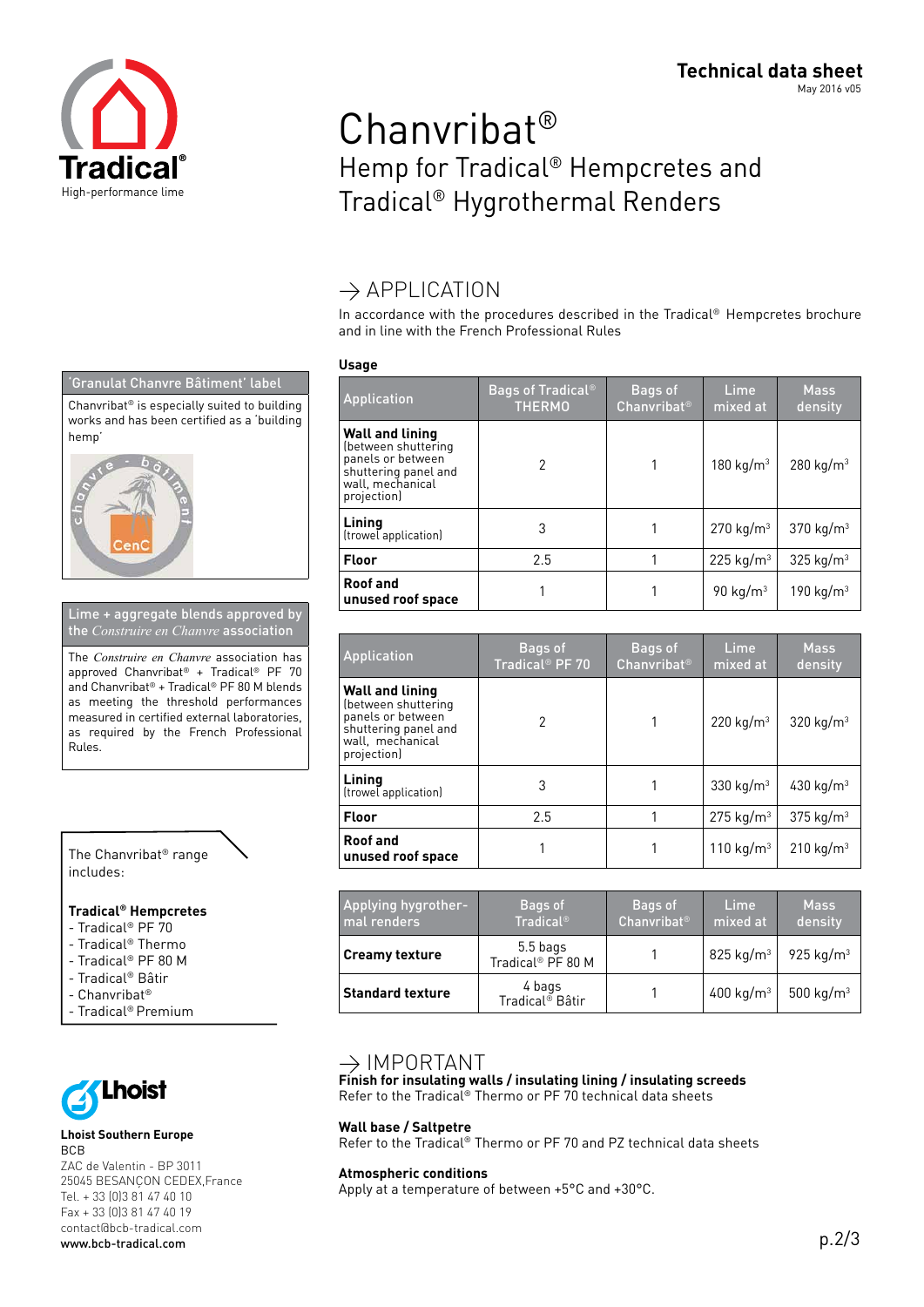Technical data sheet
May 2016 v05

# Chanvribat®

## Hemp for Tradical® Hempcretes and Tradical® Hygrothermal Renders

## → APPLICATION

In accordance with the procedures described in the Tradical® Hempcretes brochure and in line with the French Professional Rules

### Usage

| Application | Bags of Tradical® THERMO | Bags of Chanvribat® | Lime mixed at | Mass density |
|---|---|---|---|---|
| **Wall and lining** (between shuttering panels or between shuttering panel and wall, mechanical projection) | 2 | 1 | 180 kg/m³ | 280 kg/m³ |
| **Lining** (trowel application) | 3 | 1 | 270 kg/m³ | 370 kg/m³ |
| **Floor** | 2.5 | 1 | 225 kg/m³ | 325 kg/m³ |
| **Roof and unused roof space** | 1 | 1 | 90 kg/m³ | 190 kg/m³ |

| Application | Bags of Tradical® PF 70 | Bags of Chanvribat® | Lime mixed at | Mass density |
|---|---|---|---|---|
| **Wall and lining** (between shuttering panels or between shuttering panel and wall, mechanical projection) | 2 | 1 | 220 kg/m³ | 320 kg/m³ |
| **Lining** (trowel application) | 3 | 1 | 330 kg/m³ | 430 kg/m³ |
| **Floor** | 2.5 | 1 | 275 kg/m³ | 375 kg/m³ |
| **Roof and unused roof space** | 1 | 1 | 110 kg/m³ | 210 kg/m³ |

| Applying hygrothermal renders | Bags of Tradical® | Bags of Chanvribat® | Lime mixed at | Mass density |
|---|---|---|---|---|
| **Creamy texture** | 5.5 bags Tradical® PF 80 M | 1 | 825 kg/m³ | 925 kg/m³ |
| **Standard texture** | 4 bags Tradical® Bâtir | 1 | 400 kg/m³ | 500 kg/m³ |

## → IMPORTANT

**Finish for insulating walls / insulating lining / insulating screeds**
Refer to the Tradical® Thermo or PF 70 technical data sheets

**Wall base / Saltpetre**
Refer to the Tradical® Thermo or PF 70 and PZ technical data sheets

**Atmospheric conditions**
Apply at a temperature of between +5°C and +30°C.

---

### 'Granulat Chanvre Bâtiment' label

Chanvribat® is especially suited to building works and has been certified as a 'building hemp'

### Lime + aggregate blends approved by the *Construire en Chanvre* association

The *Construire en Chanvre* association has approved Chanvribat® + Tradical® PF 70 and Chanvribat® + Tradical® PF 80 M blends as meeting the threshold performances measured in certified external laboratories, as required by the French Professional Rules.

The Chanvribat® range includes:

**Tradical® Hempcretes**
- Tradical® PF 70
- Tradical® Thermo
- Tradical® PF 80 M
- Tradical® Bâtir
- Chanvribat®
- Tradical® Premium

**Lhoist Southern Europe**
BCB
ZAC de Valentin - BP 3011
25045 BESANÇON CEDEX,France
Tel. + 33 (0)3 81 47 40 10
Fax + 33 (0)3 81 47 40 19
contact@bcb-tradical.com
www.bcb-tradical.com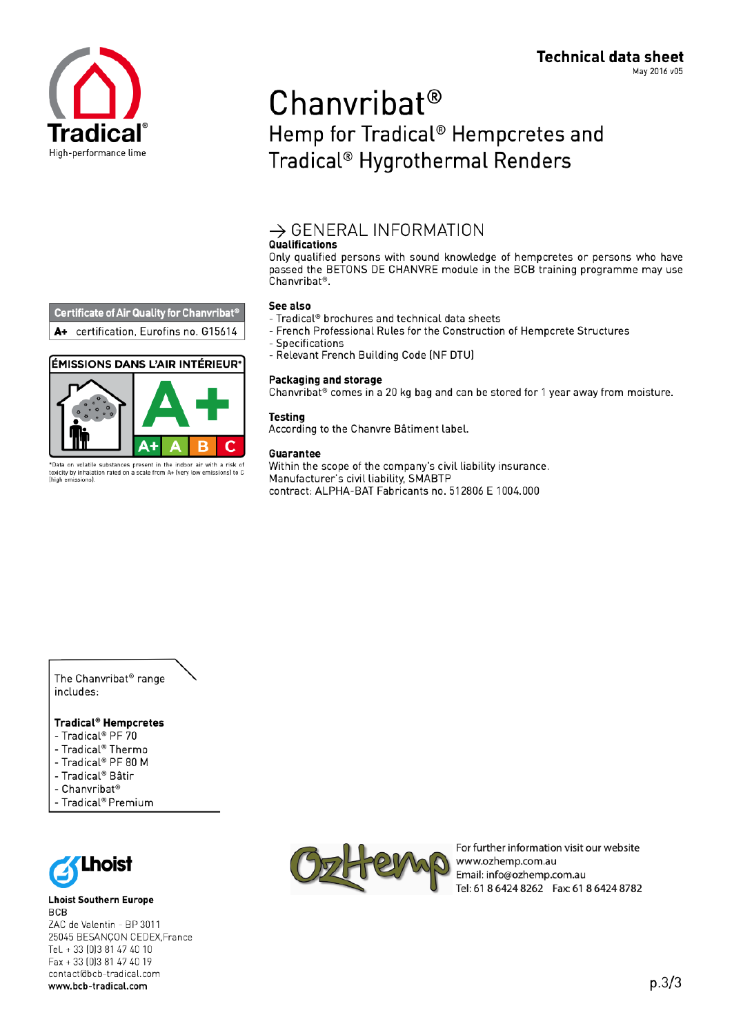Tradical®
High-performance lime

**Technical data sheet**
May 2016 v05

# Chanvribat®

## Hemp for Tradical® Hempcretes and Tradical® Hygrothermal Renders

**Certificate of Air Quality for Chanvribat®**

**A+** certification, Eurofins no. G15614

ÉMISSIONS DANS L'AIR INTÉRIEUR*

A+

A+ A B C

*Data on volatile substances present in the indoor air with a risk of toxicity by inhalation rated on a scale from A+ (very low emissions) to C (high emissions).

## → GENERAL INFORMATION

**Qualifications**

Only qualified persons with sound knowledge of hempcretes or persons who have passed the BETONS DE CHANVRE module in the BCB training programme may use Chanvribat®.

**See also**

- Tradical® brochures and technical data sheets
- French Professional Rules for the Construction of Hempcrete Structures
- Specifications
- Relevant French Building Code (NF DTU)

**Packaging and storage**

Chanvribat® comes in a 20 kg bag and can be stored for 1 year away from moisture.

**Testing**

According to the Chanvre Bâtiment label.

**Guarantee**

Within the scope of the company's civil liability insurance.
Manufacturer's civil liability, SMABTP
contract: ALPHA-BAT Fabricants no. 512806 E 1004.000

The Chanvribat® range includes:

**Tradical® Hempcretes**

- Tradical® PF 70
- Tradical® Thermo
- Tradical® PF 80 M
- Tradical® Bâtir
- Chanvribat®
- Tradical® Premium

Lhoist

**Lhoist Southern Europe**
BCB
ZAC de Valentin - BP 3011
25045 BESANÇON CEDEX,France
Tel. + 33 (0)3 81 47 40 10
Fax + 33 (0)3 81 47 40 19
contact@bcb-tradical.com
**www.bcb-tradical.com**

OzHemp

For further information visit our website
www.ozhemp.com.au
Email: info@ozhemp.com.au
Tel: 61 8 6424 8262 Fax: 61 8 6424 8782